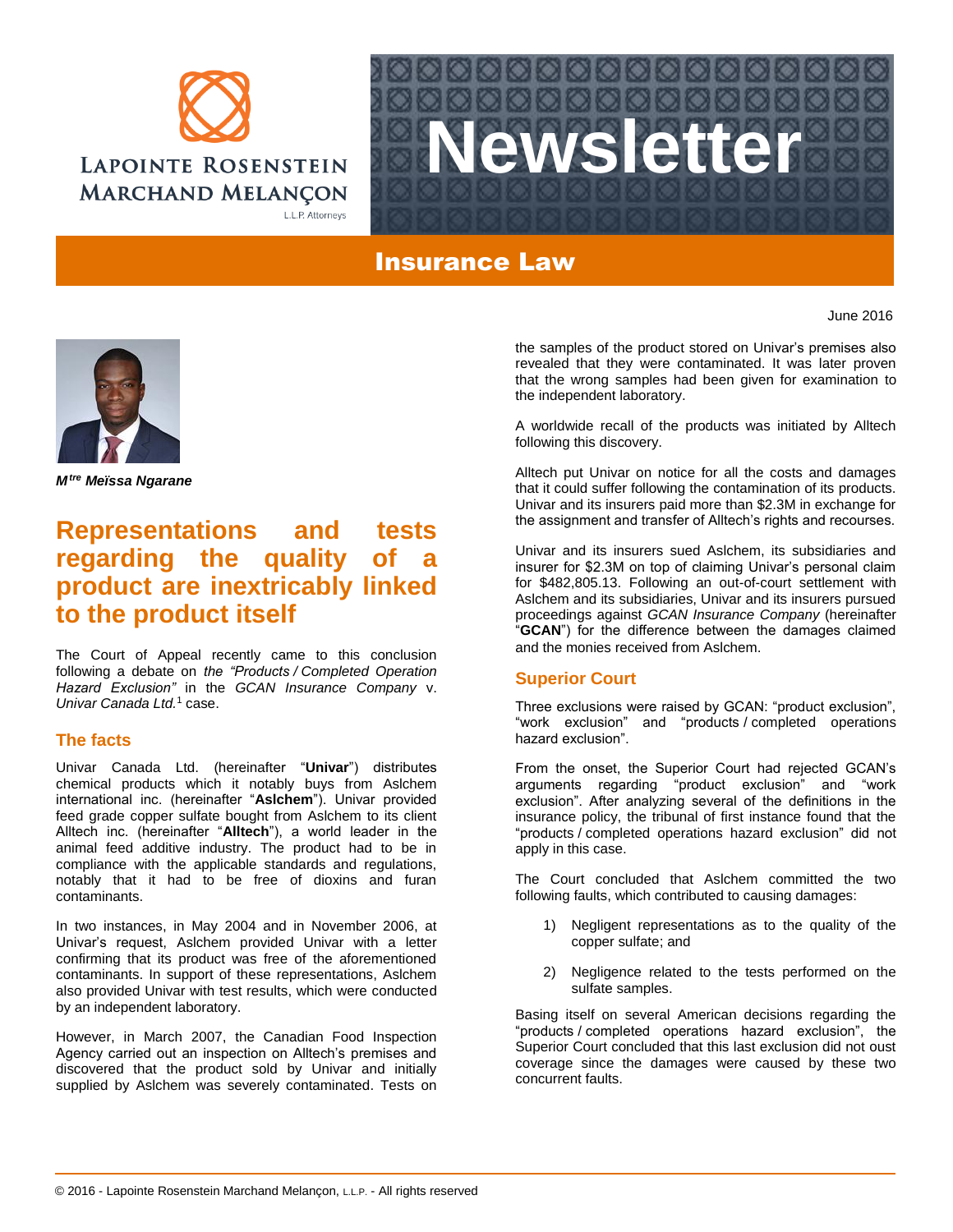Lapointe Rosenstein Marchand Melançon L.L.P. Attorneys

# Newsletter

## Insurance Law

June 2016

***M[tre] Meïssa Ngarane***

# Representations and tests regarding the quality of a product are inextricably linked to the product itself

The Court of Appeal recently came to this conclusion following a debate on *the "Products / Completed Operation Hazard Exclusion"* in the *GCAN Insurance Company* v. *Univar Canada Ltd.*[1] case.

## The facts

Univar Canada Ltd. (hereinafter "**Univar**") distributes chemical products which it notably buys from Aslchem international inc. (hereinafter "**Aslchem**"). Univar provided feed grade copper sulfate bought from Aslchem to its client Alltech inc. (hereinafter "**Alltech**"), a world leader in the animal feed additive industry. The product had to be in compliance with the applicable standards and regulations, notably that it had to be free of dioxins and furan contaminants.

In two instances, in May 2004 and in November 2006, at Univar's request, Aslchem provided Univar with a letter confirming that its product was free of the aforementioned contaminants. In support of these representations, Aslchem also provided Univar with test results, which were conducted by an independent laboratory.

However, in March 2007, the Canadian Food Inspection Agency carried out an inspection on Alltech's premises and discovered that the product sold by Univar and initially supplied by Aslchem was severely contaminated. Tests on the samples of the product stored on Univar's premises also revealed that they were contaminated. It was later proven that the wrong samples had been given for examination to the independent laboratory.

A worldwide recall of the products was initiated by Alltech following this discovery.

Alltech put Univar on notice for all the costs and damages that it could suffer following the contamination of its products. Univar and its insurers paid more than $2.3M in exchange for the assignment and transfer of Alltech's rights and recourses.

Univar and its insurers sued Aslchem, its subsidiaries and insurer for $2.3M on top of claiming Univar's personal claim for $482,805.13. Following an out-of-court settlement with Aslchem and its subsidiaries, Univar and its insurers pursued proceedings against *GCAN Insurance Company* (hereinafter "**GCAN**") for the difference between the damages claimed and the monies received from Aslchem.

## Superior Court

Three exclusions were raised by GCAN: "product exclusion", "work exclusion" and "products / completed operations hazard exclusion".

From the onset, the Superior Court had rejected GCAN's arguments regarding "product exclusion" and "work exclusion". After analyzing several of the definitions in the insurance policy, the tribunal of first instance found that the "products / completed operations hazard exclusion" did not apply in this case.

The Court concluded that Aslchem committed the two following faults, which contributed to causing damages:

1) Negligent representations as to the quality of the copper sulfate; and

2) Negligence related to the tests performed on the sulfate samples.

Basing itself on several American decisions regarding the "products / completed operations hazard exclusion", the Superior Court concluded that this last exclusion did not oust coverage since the damages were caused by these two concurrent faults.

© 2016 - Lapointe Rosenstein Marchand Melançon, L.L.P. - All rights reserved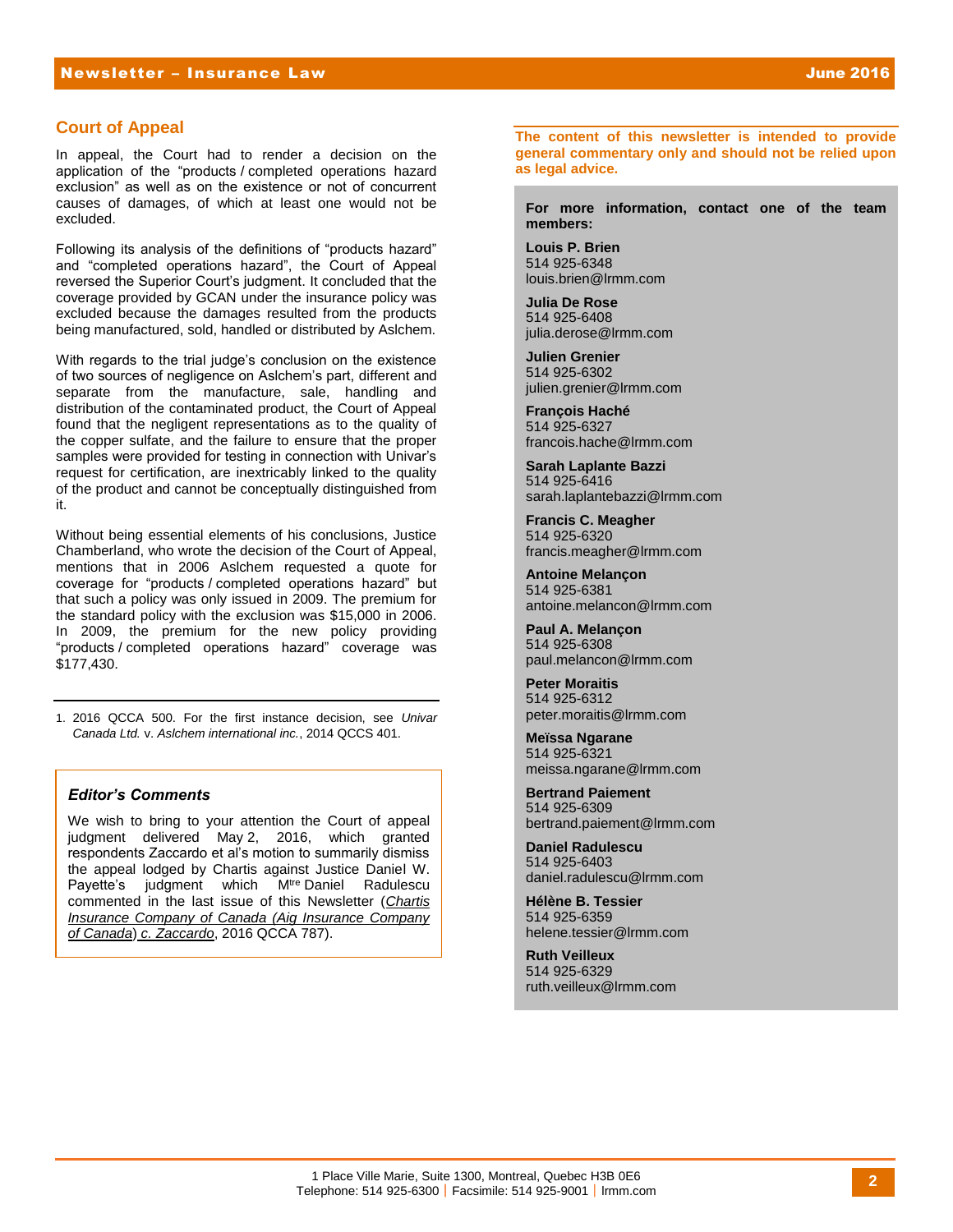## Court of Appeal

In appeal, the Court had to render a decision on the application of the "products / completed operations hazard exclusion" as well as on the existence or not of concurrent causes of damages, of which at least one would not be excluded.

Following its analysis of the definitions of "products hazard" and "completed operations hazard", the Court of Appeal reversed the Superior Court's judgment. It concluded that the coverage provided by GCAN under the insurance policy was excluded because the damages resulted from the products being manufactured, sold, handled or distributed by Aslchem.

With regards to the trial judge's conclusion on the existence of two sources of negligence on Aslchem's part, different and separate from the manufacture, sale, handling and distribution of the contaminated product, the Court of Appeal found that the negligent representations as to the quality of the copper sulfate, and the failure to ensure that the proper samples were provided for testing in connection with Univar's request for certification, are inextricably linked to the quality of the product and cannot be conceptually distinguished from it.

Without being essential elements of his conclusions, Justice Chamberland, who wrote the decision of the Court of Appeal, mentions that in 2006 Aslchem requested a quote for coverage for "products / completed operations hazard" but that such a policy was only issued in 2009. The premium for the standard policy with the exclusion was $15,000 in 2006. In 2009, the premium for the new policy providing "products / completed operations hazard" coverage was $177,430.

---

1. 2016 QCCA 500. For the first instance decision, see *Univar Canada Ltd.* v. *Aslchem international inc.*, 2014 QCCS 401.

### *Editor's Comments*

We wish to bring to your attention the Court of appeal judgment delivered May 2, 2016, which granted respondents Zaccardo et al's motion to summarily dismiss the appeal lodged by Chartis against Justice Daniel W. Payette's judgment which M[tre] Daniel Radulescu commented in the last issue of this Newsletter (*Chartis Insurance Company of Canada (Aig Insurance Company of Canada) c. Zaccardo*, 2016 QCCA 787).

**The content of this newsletter is intended to provide general commentary only and should not be relied upon as legal advice.**

**For more information, contact one of the team members:**

**Louis P. Brien**
514 925-6348
louis.brien@lrmm.com

**Julia De Rose**
514 925-6408
julia.derose@lrmm.com

**Julien Grenier**
514 925-6302
julien.grenier@lrmm.com

**François Haché**
514 925-6327
francois.hache@lrmm.com

**Sarah Laplante Bazzi**
514 925-6416
sarah.laplantebazzi@lrmm.com

**Francis C. Meagher**
514 925-6320
francis.meagher@lrmm.com

**Antoine Melançon**
514 925-6381
antoine.melancon@lrmm.com

**Paul A. Melançon**
514 925-6308
paul.melancon@lrmm.com

**Peter Moraitis**
514 925-6312
peter.moraitis@lrmm.com

**Meïssa Ngarane**
514 925-6321
meissa.ngarane@lrmm.com

**Bertrand Paiement**
514 925-6309
bertrand.paiement@lrmm.com

**Daniel Radulescu**
514 925-6403
daniel.radulescu@lrmm.com

**Hélène B. Tessier**
514 925-6359
helene.tessier@lrmm.com

**Ruth Veilleux**
514 925-6329
ruth.veilleux@lrmm.com

1 Place Ville Marie, Suite 1300, Montreal, Quebec H3B 0E6
Telephone: 514 925-6300 | Facsimile: 514 925-9001 | lrmm.com